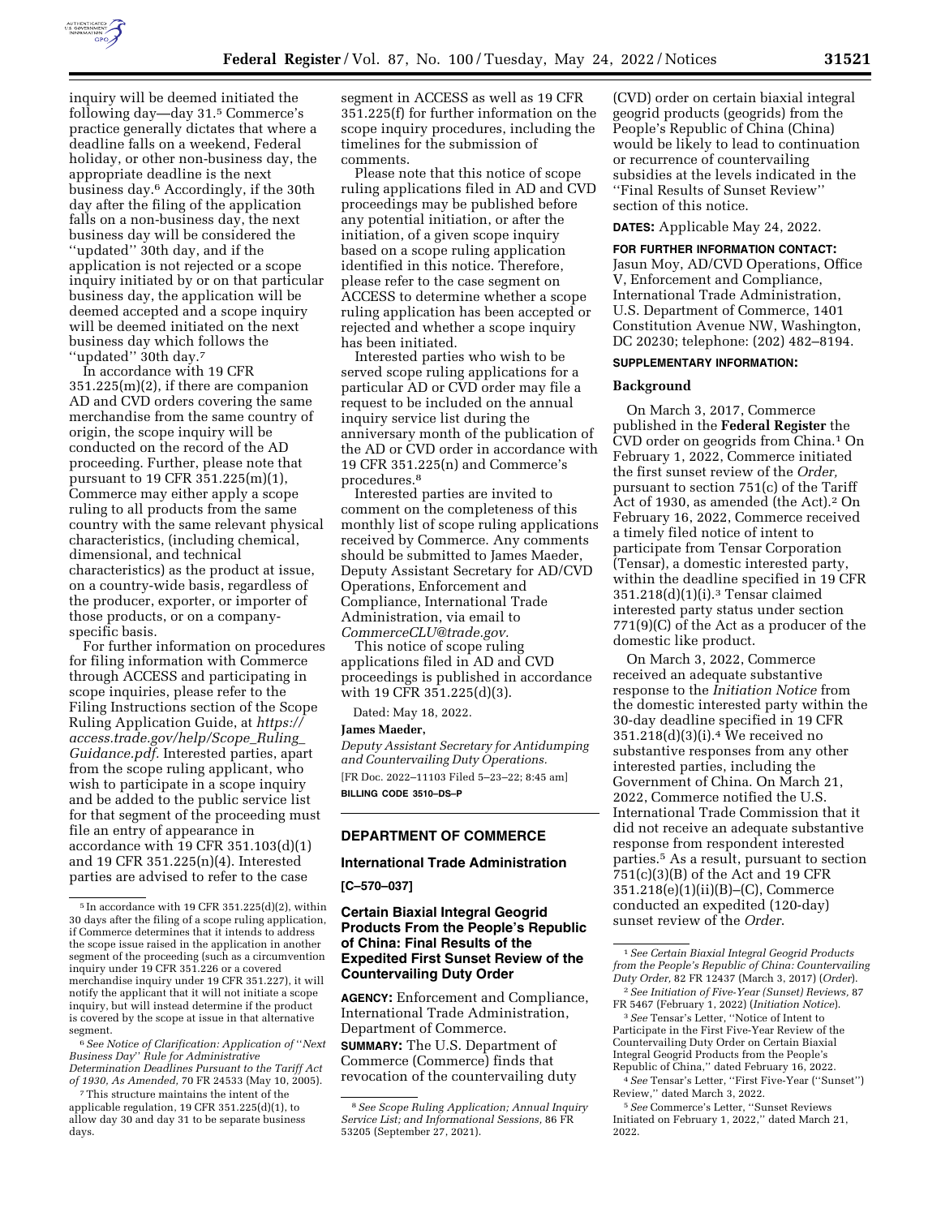inquiry will be deemed initiated the following day—day 31.[5] Commerce's practice generally dictates that where a deadline falls on a weekend, Federal holiday, or other non-business day, the appropriate deadline is the next business day.[6] Accordingly, if the 30th day after the filing of the application falls on a non-business day, the next business day will be considered the ''updated'' 30th day, and if the application is not rejected or a scope inquiry initiated by or on that particular business day, the application will be deemed accepted and a scope inquiry will be deemed initiated on the next business day which follows the ''updated'' 30th day.[7]

In accordance with 19 CFR 351.225(m)(2), if there are companion AD and CVD orders covering the same merchandise from the same country of origin, the scope inquiry will be conducted on the record of the AD proceeding. Further, please note that pursuant to 19 CFR 351.225(m)(1), Commerce may either apply a scope ruling to all products from the same country with the same relevant physical characteristics, (including chemical, dimensional, and technical characteristics) as the product at issue, on a country-wide basis, regardless of the producer, exporter, or importer of those products, or on a company-specific basis.

For further information on procedures for filing information with Commerce through ACCESS and participating in scope inquiries, please refer to the Filing Instructions section of the Scope Ruling Application Guide, at *https://access.trade.gov/help/Scope_Ruling_Guidance.pdf*. Interested parties, apart from the scope ruling applicant, who wish to participate in a scope inquiry and be added to the public service list for that segment of the proceeding must file an entry of appearance in accordance with 19 CFR 351.103(d)(1) and 19 CFR 351.225(n)(4). Interested parties are advised to refer to the case segment in ACCESS as well as 19 CFR 351.225(f) for further information on the scope inquiry procedures, including the timelines for the submission of comments.

Please note that this notice of scope ruling applications filed in AD and CVD proceedings may be published before any potential initiation, or after the initiation, of a given scope inquiry based on a scope ruling application identified in this notice. Therefore, please refer to the case segment on ACCESS to determine whether a scope ruling application has been accepted or rejected and whether a scope inquiry has been initiated.

Interested parties who wish to be served scope ruling applications for a particular AD or CVD order may file a request to be included on the annual inquiry service list during the anniversary month of the publication of the AD or CVD order in accordance with 19 CFR 351.225(n) and Commerce's procedures.[8]

Interested parties are invited to comment on the completeness of this monthly list of scope ruling applications received by Commerce. Any comments should be submitted to James Maeder, Deputy Assistant Secretary for AD/CVD Operations, Enforcement and Compliance, International Trade Administration, via email to *CommerceCLU@trade.gov*.

This notice of scope ruling applications filed in AD and CVD proceedings is published in accordance with 19 CFR 351.225(d)(3).

Dated: May 18, 2022.

**James Maeder,**

*Deputy Assistant Secretary for Antidumping and Countervailing Duty Operations.*

[FR Doc. 2022–11103 Filed 5–23–22; 8:45 am]

**BILLING CODE 3510–DS–P**

[5] In accordance with 19 CFR 351.225(d)(2), within 30 days after the filing of a scope ruling application, if Commerce determines that it intends to address the scope issue raised in the application in another segment of the proceeding (such as a circumvention inquiry under 19 CFR 351.226 or a covered merchandise inquiry under 19 CFR 351.227), it will notify the applicant that it will not initiate a scope inquiry, but will instead determine if the product is covered by the scope at issue in that alternative segment.

[6] *See Notice of Clarification: Application of ''Next Business Day'' Rule for Administrative Determination Deadlines Pursuant to the Tariff Act of 1930, As Amended,* 70 FR 24533 (May 10, 2005).

[7] This structure maintains the intent of the applicable regulation, 19 CFR 351.225(d)(1), to allow day 30 and day 31 to be separate business days.

[8] *See Scope Ruling Application; Annual Inquiry Service List; and Informational Sessions,* 86 FR 53205 (September 27, 2021).

## DEPARTMENT OF COMMERCE

### International Trade Administration

**[C–570–037]**

### Certain Biaxial Integral Geogrid Products From the People's Republic of China: Final Results of the Expedited First Sunset Review of the Countervailing Duty Order

**AGENCY:** Enforcement and Compliance, International Trade Administration, Department of Commerce.

**SUMMARY:** The U.S. Department of Commerce (Commerce) finds that revocation of the countervailing duty (CVD) order on certain biaxial integral geogrid products (geogrids) from the People's Republic of China (China) would be likely to lead to continuation or recurrence of countervailing subsidies at the levels indicated in the ''Final Results of Sunset Review'' section of this notice.

**DATES:** Applicable May 24, 2022.

**FOR FURTHER INFORMATION CONTACT:** Jasun Moy, AD/CVD Operations, Office V, Enforcement and Compliance, International Trade Administration, U.S. Department of Commerce, 1401 Constitution Avenue NW, Washington, DC 20230; telephone: (202) 482–8194.

**SUPPLEMENTARY INFORMATION:**

#### Background

On March 3, 2017, Commerce published in the **Federal Register** the CVD order on geogrids from China.[1] On February 1, 2022, Commerce initiated the first sunset review of the *Order,* pursuant to section 751(c) of the Tariff Act of 1930, as amended (the Act).[2] On February 16, 2022, Commerce received a timely filed notice of intent to participate from Tensar Corporation (Tensar), a domestic interested party, within the deadline specified in 19 CFR 351.218(d)(1)(i).[3] Tensar claimed interested party status under section 771(9)(C) of the Act as a producer of the domestic like product.

On March 3, 2022, Commerce received an adequate substantive response to the *Initiation Notice* from the domestic interested party within the 30-day deadline specified in 19 CFR 351.218(d)(3)(i).[4] We received no substantive responses from any other interested parties, including the Government of China. On March 21, 2022, Commerce notified the U.S. International Trade Commission that it did not receive an adequate substantive response from respondent interested parties.[5] As a result, pursuant to section 751(c)(3)(B) of the Act and 19 CFR 351.218(e)(1)(ii)(B)–(C), Commerce conducted an expedited (120-day) sunset review of the *Order*.

[1] *See Certain Biaxial Integral Geogrid Products from the People's Republic of China: Countervailing Duty Order,* 82 FR 12437 (March 3, 2017) (*Order*).

[2] *See Initiation of Five-Year (Sunset) Reviews,* 87 FR 5467 (February 1, 2022) (*Initiation Notice*).

[3] *See* Tensar's Letter, ''Notice of Intent to Participate in the First Five-Year Review of the Countervailing Duty Order on Certain Biaxial Integral Geogrid Products from the People's Republic of China,'' dated February 16, 2022.

[4] *See* Tensar's Letter, ''First Five-Year (''Sunset'') Review,'' dated March 3, 2022.

[5] *See* Commerce's Letter, ''Sunset Reviews Initiated on February 1, 2022,'' dated March 21, 2022.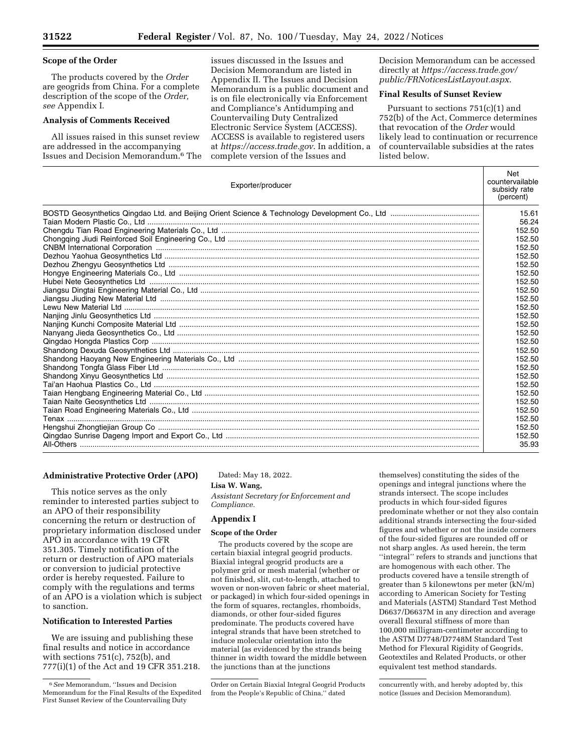## Scope of the Order

The products covered by the *Order* are geogrids from China. For a complete description of the scope of the *Order, see* Appendix I.

## Analysis of Comments Received

All issues raised in this sunset review are addressed in the accompanying Issues and Decision Memorandum.[6] The issues discussed in the Issues and Decision Memorandum are listed in Appendix II. The Issues and Decision Memorandum is a public document and is on file electronically via Enforcement and Compliance's Antidumping and Countervailing Duty Centralized Electronic Service System (ACCESS). ACCESS is available to registered users at *https://access.trade.gov*. In addition, a complete version of the Issues and Decision Memorandum can be accessed directly at *https://access.trade.gov/public/FRNoticesListLayout.aspx*.

## Final Results of Sunset Review

Pursuant to sections 751(c)(1) and 752(b) of the Act, Commerce determines that revocation of the *Order* would likely lead to continuation or recurrence of countervailable subsidies at the rates listed below.

| Exporter/producer | Net countervailable subsidy rate (percent) |
|---|---|
| BOSTD Geosynthetics Qingdao Ltd. and Beijing Orient Science & Technology Development Co., Ltd | 15.61 |
| Taian Modern Plastic Co., Ltd | 56.24 |
| Chengdu Tian Road Engineering Materials Co., Ltd | 152.50 |
| Chongqing Jiudi Reinforced Soil Engineering Co., Ltd | 152.50 |
| CNBM International Corporation | 152.50 |
| Dezhou Yaohua Geosynthetics Ltd | 152.50 |
| Dezhou Zhengyu Geosynthetics Ltd | 152.50 |
| Hongye Engineering Materials Co., Ltd | 152.50 |
| Hubei Nete Geosynthetics Ltd | 152.50 |
| Jiangsu Dingtai Engineering Material Co., Ltd | 152.50 |
| Jiangsu Jiuding New Material Ltd | 152.50 |
| Lewu New Material Ltd | 152.50 |
| Nanjing Jinlu Geosynthetics Ltd | 152.50 |
| Nanjing Kunchi Composite Material Ltd | 152.50 |
| Nanyang Jieda Geosynthetics Co., Ltd | 152.50 |
| Qingdao Hongda Plastics Corp | 152.50 |
| Shandong Dexuda Geosynthetics Ltd | 152.50 |
| Shandong Haoyang New Engineering Materials Co., Ltd | 152.50 |
| Shandong Tongfa Glass Fiber Ltd | 152.50 |
| Shandong Xinyu Geosynthetics Ltd | 152.50 |
| Tai'an Haohua Plastics Co., Ltd | 152.50 |
| Taian Hengbang Engineering Material Co., Ltd | 152.50 |
| Taian Naite Geosynthetics Ltd | 152.50 |
| Taian Road Engineering Materials Co., Ltd | 152.50 |
| Tenax | 152.50 |
| Hengshui Zhongtiejian Group Co | 152.50 |
| Qingdao Sunrise Dageng Import and Export Co., Ltd | 152.50 |
| All-Others | 35.93 |

## Administrative Protective Order (APO)

This notice serves as the only reminder to interested parties subject to an APO of their responsibility concerning the return or destruction of proprietary information disclosed under APO in accordance with 19 CFR 351.305. Timely notification of the return or destruction of APO materials or conversion to judicial protective order is hereby requested. Failure to comply with the regulations and terms of an APO is a violation which is subject to sanction.

## Notification to Interested Parties

We are issuing and publishing these final results and notice in accordance with sections 751(c), 752(b), and 777(i)(1) of the Act and 19 CFR 351.218.

Dated: May 18, 2022.

**Lisa W. Wang,**

*Assistant Secretary for Enforcement and Compliance.*

## Appendix I

### Scope of the Order

The products covered by the scope are certain biaxial integral geogrid products. Biaxial integral geogrid products are a polymer grid or mesh material (whether or not finished, slit, cut-to-length, attached to woven or non-woven fabric or sheet material, or packaged) in which four-sided openings in the form of squares, rectangles, rhomboids, diamonds, or other four-sided figures predominate. The products covered have integral strands that have been stretched to induce molecular orientation into the material (as evidenced by the strands being thinner in width toward the middle between the junctions than at the junctions themselves) constituting the sides of the openings and integral junctions where the strands intersect. The scope includes products in which four-sided figures predominate whether or not they also contain additional strands intersecting the four-sided figures and whether or not the inside corners of the four-sided figures are rounded off or not sharp angles. As used herein, the term "integral" refers to strands and junctions that are homogenous with each other. The products covered have a tensile strength of greater than 5 kilonewtons per meter (kN/m) according to American Society for Testing and Materials (ASTM) Standard Test Method D6637/D6637M in any direction and average overall flexural stiffness of more than 100,000 milligram-centimeter according to the ASTM D7748/D7748M Standard Test Method for Flexural Rigidity of Geogrids, Geotextiles and Related Products, or other equivalent test method standards.

---

[6] *See* Memorandum, "Issues and Decision Memorandum for the Final Results of the Expedited First Sunset Review of the Countervailing Duty Order on Certain Biaxial Integral Geogrid Products from the People's Republic of China," dated concurrently with, and hereby adopted by, this notice (Issues and Decision Memorandum).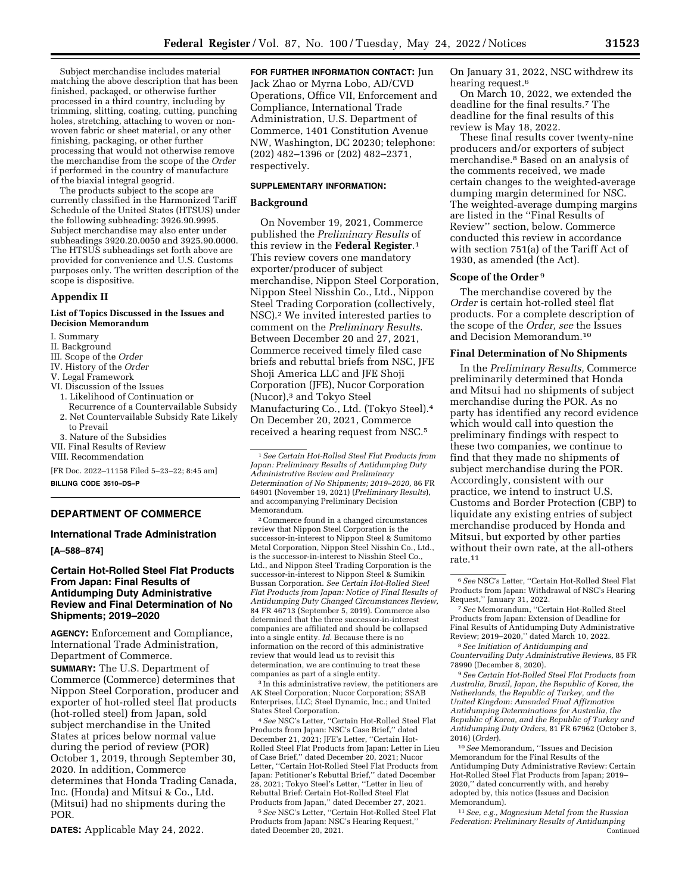Subject merchandise includes material matching the above description that has been finished, packaged, or otherwise further processed in a third country, including by trimming, slitting, coating, cutting, punching holes, stretching, attaching to woven or non-woven fabric or sheet material, or any other finishing, packaging, or other further processing that would not otherwise remove the merchandise from the scope of the *Order* if performed in the country of manufacture of the biaxial integral geogrid.

The products subject to the scope are currently classified in the Harmonized Tariff Schedule of the United States (HTSUS) under the following subheading: 3926.90.9995. Subject merchandise may also enter under subheadings 3920.20.0050 and 3925.90.0000. The HTSUS subheadings set forth above are provided for convenience and U.S. Customs purposes only. The written description of the scope is dispositive.

## Appendix II

### List of Topics Discussed in the Issues and Decision Memorandum

I. Summary
II. Background
III. Scope of the *Order*
IV. History of the *Order*
V. Legal Framework
VI. Discussion of the Issues
1. Likelihood of Continuation or Recurrence of a Countervailable Subsidy
2. Net Countervailable Subsidy Rate Likely to Prevail
3. Nature of the Subsidies
VII. Final Results of Review
VIII. Recommendation

[FR Doc. 2022–11158 Filed 5–23–22; 8:45 am]

**BILLING CODE 3510–DS–P**

## DEPARTMENT OF COMMERCE

### International Trade Administration

**[A–588–874]**

### Certain Hot-Rolled Steel Flat Products From Japan: Final Results of Antidumping Duty Administrative Review and Final Determination of No Shipments; 2019–2020

**AGENCY:** Enforcement and Compliance, International Trade Administration, Department of Commerce.

**SUMMARY:** The U.S. Department of Commerce (Commerce) determines that Nippon Steel Corporation, producer and exporter of hot-rolled steel flat products (hot-rolled steel) from Japan, sold subject merchandise in the United States at prices below normal value during the period of review (POR) October 1, 2019, through September 30, 2020. In addition, Commerce determines that Honda Trading Canada, Inc. (Honda) and Mitsui & Co., Ltd. (Mitsui) had no shipments during the POR.

**DATES:** Applicable May 24, 2022.

**FOR FURTHER INFORMATION CONTACT:** Jun Jack Zhao or Myrna Lobo, AD/CVD Operations, Office VII, Enforcement and Compliance, International Trade Administration, U.S. Department of Commerce, 1401 Constitution Avenue NW, Washington, DC 20230; telephone: (202) 482–1396 or (202) 482–2371, respectively.

**SUPPLEMENTARY INFORMATION:**

### Background

On November 19, 2021, Commerce published the *Preliminary Results* of this review in the **Federal Register**.[1] This review covers one mandatory exporter/producer of subject merchandise, Nippon Steel Corporation, Nippon Steel Nisshin Co., Ltd., Nippon Steel Trading Corporation (collectively, NSC).[2] We invited interested parties to comment on the *Preliminary Results*. Between December 20 and 27, 2021, Commerce received timely filed case briefs and rebuttal briefs from NSC, JFE Shoji America LLC and JFE Shoji Corporation (JFE), Nucor Corporation (Nucor),[3] and Tokyo Steel Manufacturing Co., Ltd. (Tokyo Steel).[4] On December 20, 2021, Commerce received a hearing request from NSC.[5] On January 31, 2022, NSC withdrew its hearing request.[6]

On March 10, 2022, we extended the deadline for the final results.[7] The deadline for the final results of this review is May 18, 2022.

These final results cover twenty-nine producers and/or exporters of subject merchandise.[8] Based on an analysis of the comments received, we made certain changes to the weighted-average dumping margin determined for NSC. The weighted-average dumping margins are listed in the ''Final Results of Review'' section, below. Commerce conducted this review in accordance with section 751(a) of the Tariff Act of 1930, as amended (the Act).

### Scope of the Order [9]

The merchandise covered by the *Order* is certain hot-rolled steel flat products. For a complete description of the scope of the *Order, see* the Issues and Decision Memorandum.[10]

### Final Determination of No Shipments

In the *Preliminary Results,* Commerce preliminarily determined that Honda and Mitsui had no shipments of subject merchandise during the POR. As no party has identified any record evidence which would call into question the preliminary findings with respect to these two companies, we continue to find that they made no shipments of subject merchandise during the POR. Accordingly, consistent with our practice, we intend to instruct U.S. Customs and Border Protection (CBP) to liquidate any existing entries of subject merchandise produced by Honda and Mitsui, but exported by other parties without their own rate, at the all-others rate.[11]

---

[1] *See Certain Hot-Rolled Steel Flat Products from Japan: Preliminary Results of Antidumping Duty Administrative Review and Preliminary Determination of No Shipments; 2019–2020,* 86 FR 64901 (November 19, 2021) (*Preliminary Results*), and accompanying Preliminary Decision Memorandum.

[2] Commerce found in a changed circumstances review that Nippon Steel Corporation is the successor-in-interest to Nippon Steel & Sumitomo Metal Corporation, Nippon Steel Nisshin Co., Ltd., is the successor-in-interest to Nisshin Steel Co., Ltd., and Nippon Steel Trading Corporation is the successor-in-interest to Nippon Steel & Sumikin Bussan Corporation. *See Certain Hot-Rolled Steel Flat Products from Japan: Notice of Final Results of Antidumping Duty Changed Circumstances Review,* 84 FR 46713 (September 5, 2019). Commerce also determined that the three successor-in-interest companies are affiliated and should be collapsed into a single entity. *Id.* Because there is no information on the record of this administrative review that would lead us to revisit this determination, we are continuing to treat these companies as part of a single entity.

[3] In this administrative review, the petitioners are AK Steel Corporation; Nucor Corporation; SSAB Enterprises, LLC; Steel Dynamic, Inc.; and United States Steel Corporation.

[4] *See* NSC's Letter, ''Certain Hot-Rolled Steel Flat Products from Japan: NSC's Case Brief,'' dated December 21, 2021; JFE's Letter, ''Certain Hot-Rolled Steel Flat Products from Japan: Letter in Lieu of Case Brief,'' dated December 20, 2021; Nucor Letter, ''Certain Hot-Rolled Steel Flat Products from Japan: Petitioner's Rebuttal Brief,'' dated December 28, 2021; Tokyo Steel's Letter, ''Letter in lieu of Rebuttal Brief: Certain Hot-Rolled Steel Flat Products from Japan,'' dated December 27, 2021.

[5] *See* NSC's Letter, ''Certain Hot-Rolled Steel Flat Products from Japan: NSC's Hearing Request,'' dated December 20, 2021.

[6] *See* NSC's Letter, ''Certain Hot-Rolled Steel Flat Products from Japan: Withdrawal of NSC's Hearing Request,'' January 31, 2022.

[7] *See* Memorandum, ''Certain Hot-Rolled Steel Products from Japan: Extension of Deadline for Final Results of Antidumping Duty Administrative Review; 2019–2020,'' dated March 10, 2022.

[8] *See Initiation of Antidumping and Countervailing Duty Administrative Reviews,* 85 FR 78990 (December 8, 2020).

[9] *See Certain Hot-Rolled Steel Flat Products from Australia, Brazil, Japan, the Republic of Korea, the Netherlands, the Republic of Turkey, and the United Kingdom: Amended Final Affirmative Antidumping Determinations for Australia, the Republic of Korea, and the Republic of Turkey and Antidumping Duty Orders,* 81 FR 67962 (October 3, 2016) (*Order*).

[10] *See* Memorandum, ''Issues and Decision Memorandum for the Final Results of the Antidumping Duty Administrative Review: Certain Hot-Rolled Steel Flat Products from Japan; 2019–2020,'' dated concurrently with, and hereby adopted by, this notice (Issues and Decision Memorandum).

[11] *See, e.g., Magnesium Metal from the Russian Federation: Preliminary Results of Antidumping* Continued